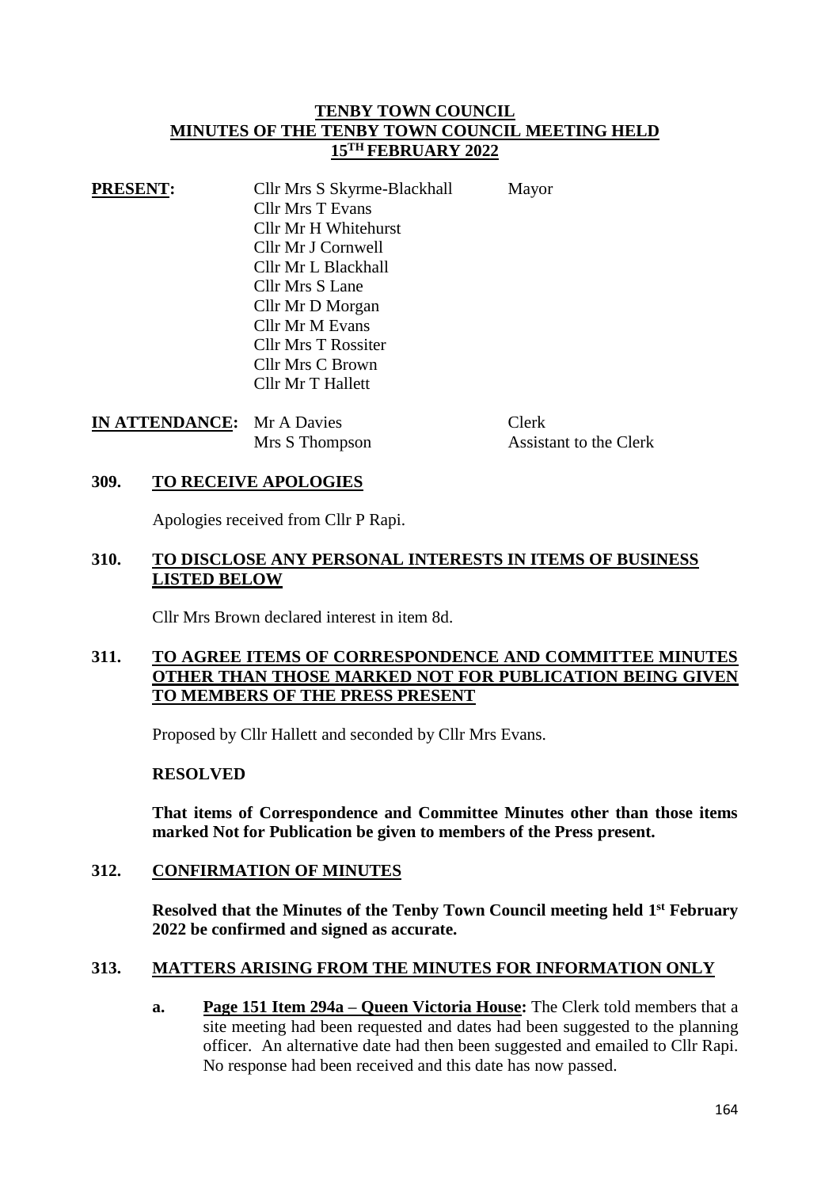# TENBY TOWN COUNCIL
## MINUTES OF THE TENBY TOWN COUNCIL MEETING HELD 15TH FEBRUARY 2022

**PRESENT:**

| | | |
|---|---|---|
| Cllr Mrs S Skyrme-Blackhall | Mayor |
| Cllr Mrs T Evans | |
| Cllr Mr H Whitehurst | |
| Cllr Mr J Cornwell | |
| Cllr Mr L Blackhall | |
| Cllr Mrs S Lane | |
| Cllr Mr D Morgan | |
| Cllr Mr M Evans | |
| Cllr Mrs T Rossiter | |
| Cllr Mrs C Brown | |
| Cllr Mr T Hallett | |

**IN ATTENDANCE:**

| | |
|---|---|
| Mr A Davies | Clerk |
| Mrs S Thompson | Assistant to the Clerk |

### 309. TO RECEIVE APOLOGIES

Apologies received from Cllr P Rapi.

### 310. TO DISCLOSE ANY PERSONAL INTERESTS IN ITEMS OF BUSINESS LISTED BELOW

Cllr Mrs Brown declared interest in item 8d.

### 311. TO AGREE ITEMS OF CORRESPONDENCE AND COMMITTEE MINUTES OTHER THAN THOSE MARKED NOT FOR PUBLICATION BEING GIVEN TO MEMBERS OF THE PRESS PRESENT

Proposed by Cllr Hallett and seconded by Cllr Mrs Evans.

**RESOLVED**

**That items of Correspondence and Committee Minutes other than those items marked Not for Publication be given to members of the Press present.**

### 312. CONFIRMATION OF MINUTES

**Resolved that the Minutes of the Tenby Town Council meeting held 1st February 2022 be confirmed and signed as accurate.**

### 313. MATTERS ARISING FROM THE MINUTES FOR INFORMATION ONLY

**a. Page 151 Item 294a – Queen Victoria House:** The Clerk told members that a site meeting had been requested and dates had been suggested to the planning officer. An alternative date had then been suggested and emailed to Cllr Rapi. No response had been received and this date has now passed.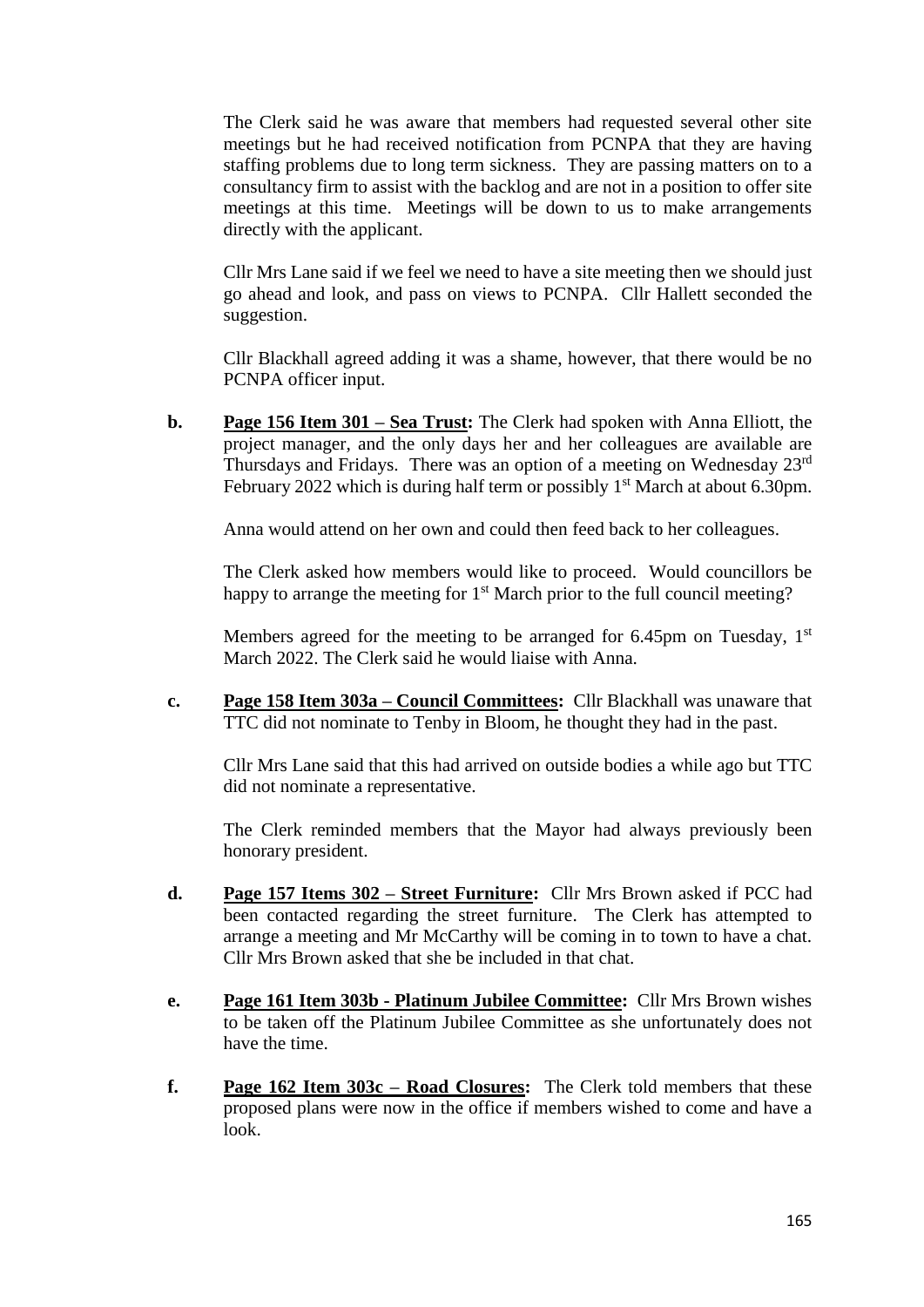The Clerk said he was aware that members had requested several other site meetings but he had received notification from PCNPA that they are having staffing problems due to long term sickness. They are passing matters on to a consultancy firm to assist with the backlog and are not in a position to offer site meetings at this time. Meetings will be down to us to make arrangements directly with the applicant.

Cllr Mrs Lane said if we feel we need to have a site meeting then we should just go ahead and look, and pass on views to PCNPA. Cllr Hallett seconded the suggestion.

Cllr Blackhall agreed adding it was a shame, however, that there would be no PCNPA officer input.

**b.** **Page 156 Item 301 – Sea Trust:** The Clerk had spoken with Anna Elliott, the project manager, and the only days her and her colleagues are available are Thursdays and Fridays. There was an option of a meeting on Wednesday 23rd February 2022 which is during half term or possibly 1st March at about 6.30pm.

Anna would attend on her own and could then feed back to her colleagues.

The Clerk asked how members would like to proceed. Would councillors be happy to arrange the meeting for 1st March prior to the full council meeting?

Members agreed for the meeting to be arranged for 6.45pm on Tuesday, 1st March 2022. The Clerk said he would liaise with Anna.

**c.** **Page 158 Item 303a – Council Committees:** Cllr Blackhall was unaware that TTC did not nominate to Tenby in Bloom, he thought they had in the past.

Cllr Mrs Lane said that this had arrived on outside bodies a while ago but TTC did not nominate a representative.

The Clerk reminded members that the Mayor had always previously been honorary president.

**d.** **Page 157 Items 302 – Street Furniture:** Cllr Mrs Brown asked if PCC had been contacted regarding the street furniture. The Clerk has attempted to arrange a meeting and Mr McCarthy will be coming in to town to have a chat. Cllr Mrs Brown asked that she be included in that chat.

**e.** **Page 161 Item 303b - Platinum Jubilee Committee:** Cllr Mrs Brown wishes to be taken off the Platinum Jubilee Committee as she unfortunately does not have the time.

**f.** **Page 162 Item 303c – Road Closures:** The Clerk told members that these proposed plans were now in the office if members wished to come and have a look.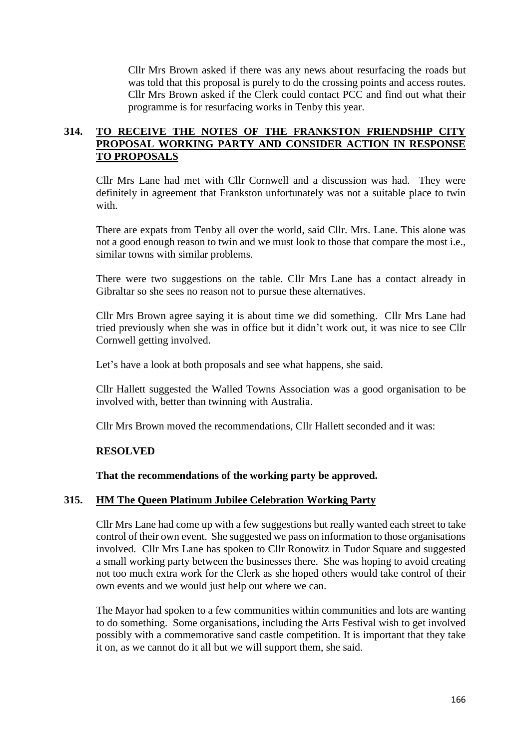Cllr Mrs Brown asked if there was any news about resurfacing the roads but was told that this proposal is purely to do the crossing points and access routes. Cllr Mrs Brown asked if the Clerk could contact PCC and find out what their programme is for resurfacing works in Tenby this year.

## 314. TO RECEIVE THE NOTES OF THE FRANKSTON FRIENDSHIP CITY PROPOSAL WORKING PARTY AND CONSIDER ACTION IN RESPONSE TO PROPOSALS

Cllr Mrs Lane had met with Cllr Cornwell and a discussion was had. They were definitely in agreement that Frankston unfortunately was not a suitable place to twin with.

There are expats from Tenby all over the world, said Cllr. Mrs. Lane. This alone was not a good enough reason to twin and we must look to those that compare the most i.e., similar towns with similar problems.

There were two suggestions on the table. Cllr Mrs Lane has a contact already in Gibraltar so she sees no reason not to pursue these alternatives.

Cllr Mrs Brown agree saying it is about time we did something. Cllr Mrs Lane had tried previously when she was in office but it didn't work out, it was nice to see Cllr Cornwell getting involved.

Let's have a look at both proposals and see what happens, she said.

Cllr Hallett suggested the Walled Towns Association was a good organisation to be involved with, better than twinning with Australia.

Cllr Mrs Brown moved the recommendations, Cllr Hallett seconded and it was:

**RESOLVED**

**That the recommendations of the working party be approved.**

## 315. HM The Queen Platinum Jubilee Celebration Working Party

Cllr Mrs Lane had come up with a few suggestions but really wanted each street to take control of their own event. She suggested we pass on information to those organisations involved. Cllr Mrs Lane has spoken to Cllr Ronowitz in Tudor Square and suggested a small working party between the businesses there. She was hoping to avoid creating not too much extra work for the Clerk as she hoped others would take control of their own events and we would just help out where we can.

The Mayor had spoken to a few communities within communities and lots are wanting to do something. Some organisations, including the Arts Festival wish to get involved possibly with a commemorative sand castle competition. It is important that they take it on, as we cannot do it all but we will support them, she said.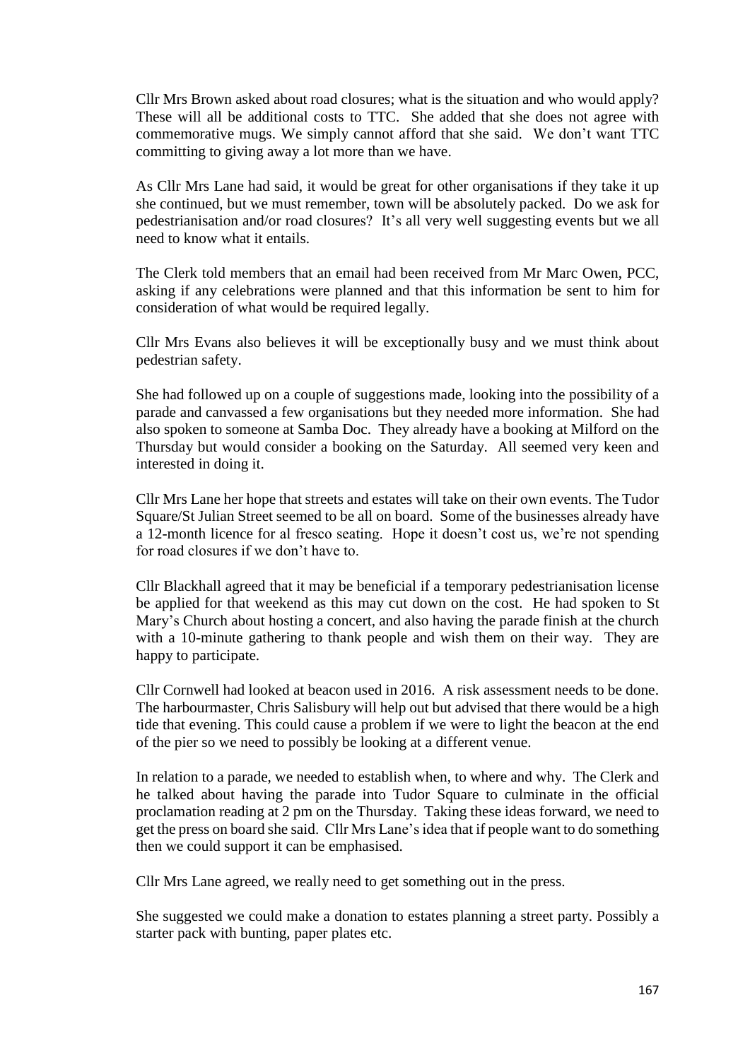Cllr Mrs Brown asked about road closures; what is the situation and who would apply? These will all be additional costs to TTC. She added that she does not agree with commemorative mugs. We simply cannot afford that she said. We don't want TTC committing to giving away a lot more than we have.

As Cllr Mrs Lane had said, it would be great for other organisations if they take it up she continued, but we must remember, town will be absolutely packed. Do we ask for pedestrianisation and/or road closures? It's all very well suggesting events but we all need to know what it entails.

The Clerk told members that an email had been received from Mr Marc Owen, PCC, asking if any celebrations were planned and that this information be sent to him for consideration of what would be required legally.

Cllr Mrs Evans also believes it will be exceptionally busy and we must think about pedestrian safety.

She had followed up on a couple of suggestions made, looking into the possibility of a parade and canvassed a few organisations but they needed more information. She had also spoken to someone at Samba Doc. They already have a booking at Milford on the Thursday but would consider a booking on the Saturday. All seemed very keen and interested in doing it.

Cllr Mrs Lane her hope that streets and estates will take on their own events. The Tudor Square/St Julian Street seemed to be all on board. Some of the businesses already have a 12-month licence for al fresco seating. Hope it doesn't cost us, we're not spending for road closures if we don't have to.

Cllr Blackhall agreed that it may be beneficial if a temporary pedestrianisation license be applied for that weekend as this may cut down on the cost. He had spoken to St Mary's Church about hosting a concert, and also having the parade finish at the church with a 10-minute gathering to thank people and wish them on their way. They are happy to participate.

Cllr Cornwell had looked at beacon used in 2016. A risk assessment needs to be done. The harbourmaster, Chris Salisbury will help out but advised that there would be a high tide that evening. This could cause a problem if we were to light the beacon at the end of the pier so we need to possibly be looking at a different venue.

In relation to a parade, we needed to establish when, to where and why. The Clerk and he talked about having the parade into Tudor Square to culminate in the official proclamation reading at 2 pm on the Thursday. Taking these ideas forward, we need to get the press on board she said. Cllr Mrs Lane's idea that if people want to do something then we could support it can be emphasised.

Cllr Mrs Lane agreed, we really need to get something out in the press.

She suggested we could make a donation to estates planning a street party. Possibly a starter pack with bunting, paper plates etc.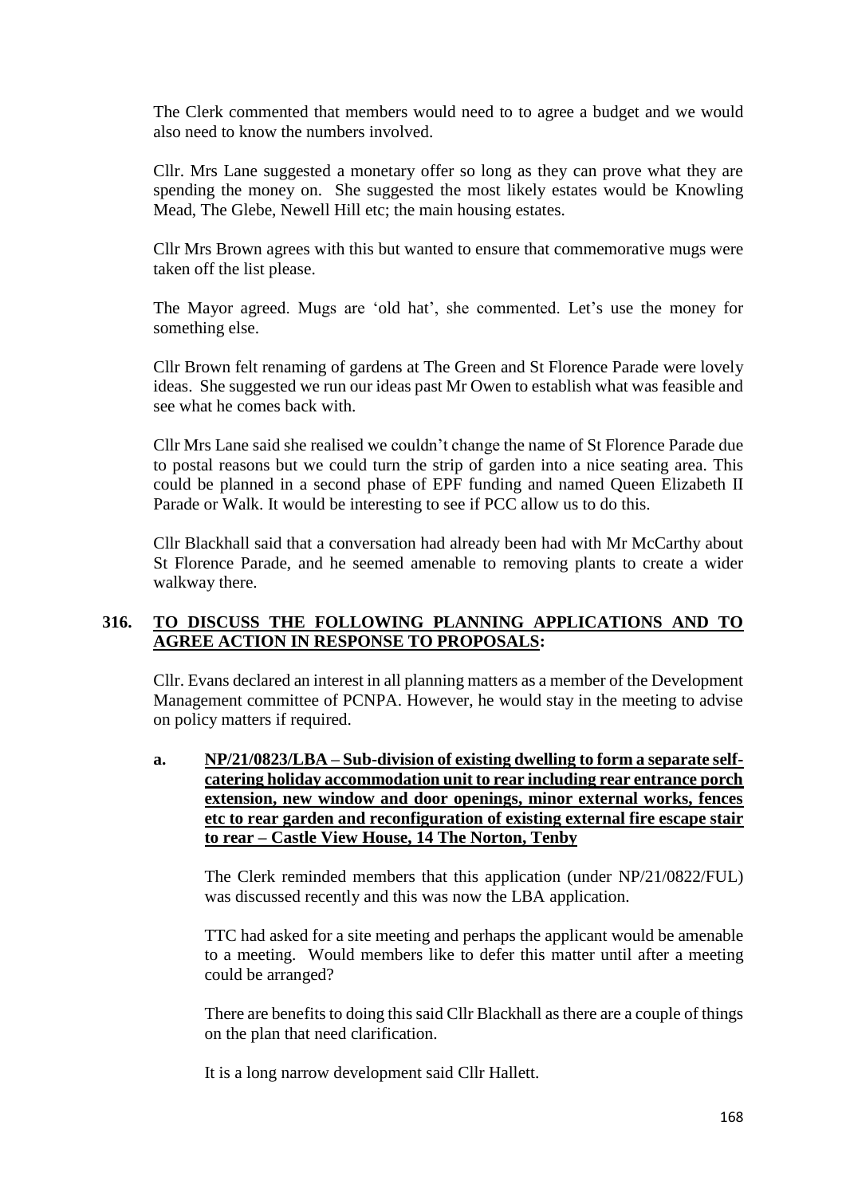The Clerk commented that members would need to to agree a budget and we would also need to know the numbers involved.

Cllr. Mrs Lane suggested a monetary offer so long as they can prove what they are spending the money on. She suggested the most likely estates would be Knowling Mead, The Glebe, Newell Hill etc; the main housing estates.

Cllr Mrs Brown agrees with this but wanted to ensure that commemorative mugs were taken off the list please.

The Mayor agreed. Mugs are 'old hat', she commented. Let's use the money for something else.

Cllr Brown felt renaming of gardens at The Green and St Florence Parade were lovely ideas. She suggested we run our ideas past Mr Owen to establish what was feasible and see what he comes back with.

Cllr Mrs Lane said she realised we couldn't change the name of St Florence Parade due to postal reasons but we could turn the strip of garden into a nice seating area. This could be planned in a second phase of EPF funding and named Queen Elizabeth II Parade or Walk. It would be interesting to see if PCC allow us to do this.

Cllr Blackhall said that a conversation had already been had with Mr McCarthy about St Florence Parade, and he seemed amenable to removing plants to create a wider walkway there.

## 316. TO DISCUSS THE FOLLOWING PLANNING APPLICATIONS AND TO AGREE ACTION IN RESPONSE TO PROPOSALS:

Cllr. Evans declared an interest in all planning matters as a member of the Development Management committee of PCNPA. However, he would stay in the meeting to advise on policy matters if required.

**a. NP/21/0823/LBA – Sub-division of existing dwelling to form a separate self-catering holiday accommodation unit to rear including rear entrance porch extension, new window and door openings, minor external works, fences etc to rear garden and reconfiguration of existing external fire escape stair to rear – Castle View House, 14 The Norton, Tenby**

The Clerk reminded members that this application (under NP/21/0822/FUL) was discussed recently and this was now the LBA application.

TTC had asked for a site meeting and perhaps the applicant would be amenable to a meeting. Would members like to defer this matter until after a meeting could be arranged?

There are benefits to doing this said Cllr Blackhall as there are a couple of things on the plan that need clarification.

It is a long narrow development said Cllr Hallett.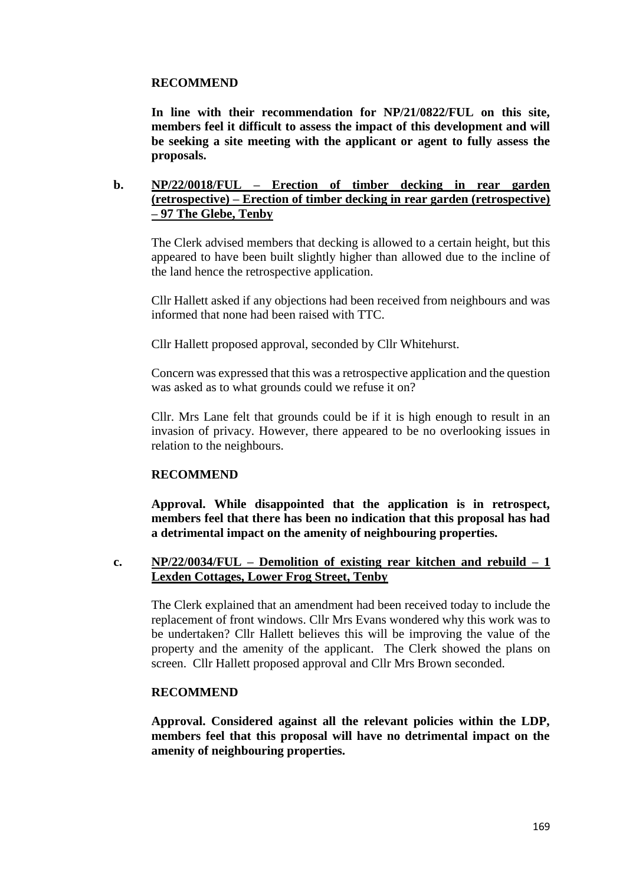**RECOMMEND**

**In line with their recommendation for NP/21/0822/FUL on this site, members feel it difficult to assess the impact of this development and will be seeking a site meeting with the applicant or agent to fully assess the proposals.**

**b. NP/22/0018/FUL – Erection of timber decking in rear garden (retrospective) – Erection of timber decking in rear garden (retrospective) – 97 The Glebe, Tenby**

The Clerk advised members that decking is allowed to a certain height, but this appeared to have been built slightly higher than allowed due to the incline of the land hence the retrospective application.

Cllr Hallett asked if any objections had been received from neighbours and was informed that none had been raised with TTC.

Cllr Hallett proposed approval, seconded by Cllr Whitehurst.

Concern was expressed that this was a retrospective application and the question was asked as to what grounds could we refuse it on?

Cllr. Mrs Lane felt that grounds could be if it is high enough to result in an invasion of privacy. However, there appeared to be no overlooking issues in relation to the neighbours.

**RECOMMEND**

**Approval. While disappointed that the application is in retrospect, members feel that there has been no indication that this proposal has had a detrimental impact on the amenity of neighbouring properties.**

**c. NP/22/0034/FUL – Demolition of existing rear kitchen and rebuild – 1 Lexden Cottages, Lower Frog Street, Tenby**

The Clerk explained that an amendment had been received today to include the replacement of front windows. Cllr Mrs Evans wondered why this work was to be undertaken? Cllr Hallett believes this will be improving the value of the property and the amenity of the applicant. The Clerk showed the plans on screen. Cllr Hallett proposed approval and Cllr Mrs Brown seconded.

**RECOMMEND**

**Approval. Considered against all the relevant policies within the LDP, members feel that this proposal will have no detrimental impact on the amenity of neighbouring properties.**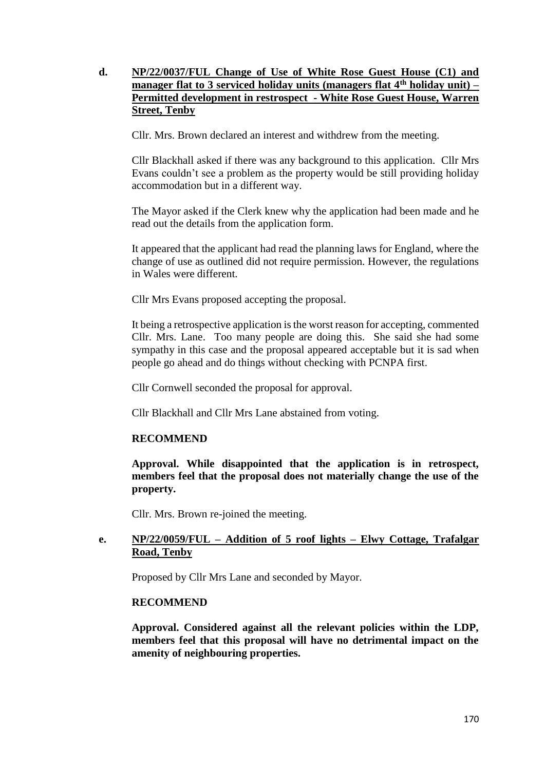**d. NP/22/0037/FUL Change of Use of White Rose Guest House (C1) and manager flat to 3 serviced holiday units (managers flat 4th holiday unit) – Permitted development in restrospect - White Rose Guest House, Warren Street, Tenby**

Cllr. Mrs. Brown declared an interest and withdrew from the meeting.

Cllr Blackhall asked if there was any background to this application. Cllr Mrs Evans couldn't see a problem as the property would be still providing holiday accommodation but in a different way.

The Mayor asked if the Clerk knew why the application had been made and he read out the details from the application form.

It appeared that the applicant had read the planning laws for England, where the change of use as outlined did not require permission. However, the regulations in Wales were different.

Cllr Mrs Evans proposed accepting the proposal.

It being a retrospective application is the worst reason for accepting, commented Cllr. Mrs. Lane. Too many people are doing this. She said she had some sympathy in this case and the proposal appeared acceptable but it is sad when people go ahead and do things without checking with PCNPA first.

Cllr Cornwell seconded the proposal for approval.

Cllr Blackhall and Cllr Mrs Lane abstained from voting.

**RECOMMEND**

**Approval. While disappointed that the application is in retrospect, members feel that the proposal does not materially change the use of the property.**

Cllr. Mrs. Brown re-joined the meeting.

**e. NP/22/0059/FUL – Addition of 5 roof lights – Elwy Cottage, Trafalgar Road, Tenby**

Proposed by Cllr Mrs Lane and seconded by Mayor.

**RECOMMEND**

**Approval. Considered against all the relevant policies within the LDP, members feel that this proposal will have no detrimental impact on the amenity of neighbouring properties.**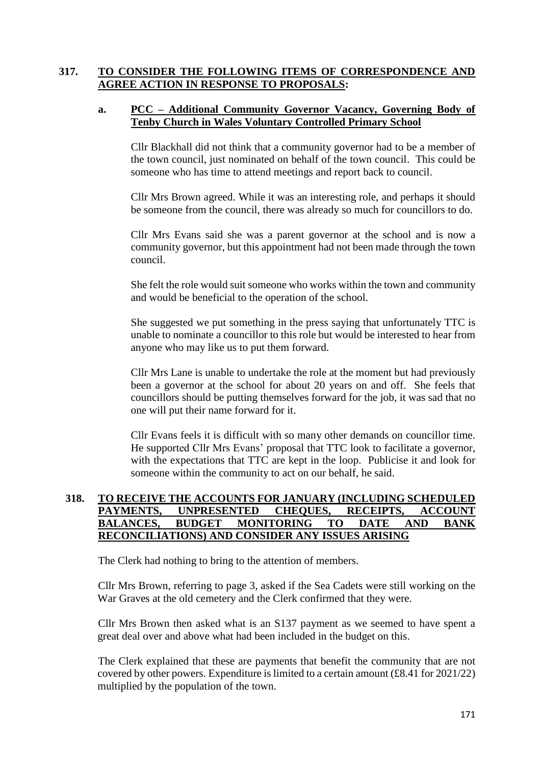## 317. TO CONSIDER THE FOLLOWING ITEMS OF CORRESPONDENCE AND AGREE ACTION IN RESPONSE TO PROPOSALS:

### a. PCC – Additional Community Governor Vacancy, Governing Body of Tenby Church in Wales Voluntary Controlled Primary School

Cllr Blackhall did not think that a community governor had to be a member of the town council, just nominated on behalf of the town council. This could be someone who has time to attend meetings and report back to council.

Cllr Mrs Brown agreed. While it was an interesting role, and perhaps it should be someone from the council, there was already so much for councillors to do.

Cllr Mrs Evans said she was a parent governor at the school and is now a community governor, but this appointment had not been made through the town council.

She felt the role would suit someone who works within the town and community and would be beneficial to the operation of the school.

She suggested we put something in the press saying that unfortunately TTC is unable to nominate a councillor to this role but would be interested to hear from anyone who may like us to put them forward.

Cllr Mrs Lane is unable to undertake the role at the moment but had previously been a governor at the school for about 20 years on and off. She feels that councillors should be putting themselves forward for the job, it was sad that no one will put their name forward for it.

Cllr Evans feels it is difficult with so many other demands on councillor time. He supported Cllr Mrs Evans' proposal that TTC look to facilitate a governor, with the expectations that TTC are kept in the loop. Publicise it and look for someone within the community to act on our behalf, he said.

## 318. TO RECEIVE THE ACCOUNTS FOR JANUARY (INCLUDING SCHEDULED PAYMENTS, UNPRESENTED CHEQUES, RECEIPTS, ACCOUNT BALANCES, BUDGET MONITORING TO DATE AND BANK RECONCILIATIONS) AND CONSIDER ANY ISSUES ARISING

The Clerk had nothing to bring to the attention of members.

Cllr Mrs Brown, referring to page 3, asked if the Sea Cadets were still working on the War Graves at the old cemetery and the Clerk confirmed that they were.

Cllr Mrs Brown then asked what is an S137 payment as we seemed to have spent a great deal over and above what had been included in the budget on this.

The Clerk explained that these are payments that benefit the community that are not covered by other powers. Expenditure is limited to a certain amount (£8.41 for 2021/22) multiplied by the population of the town.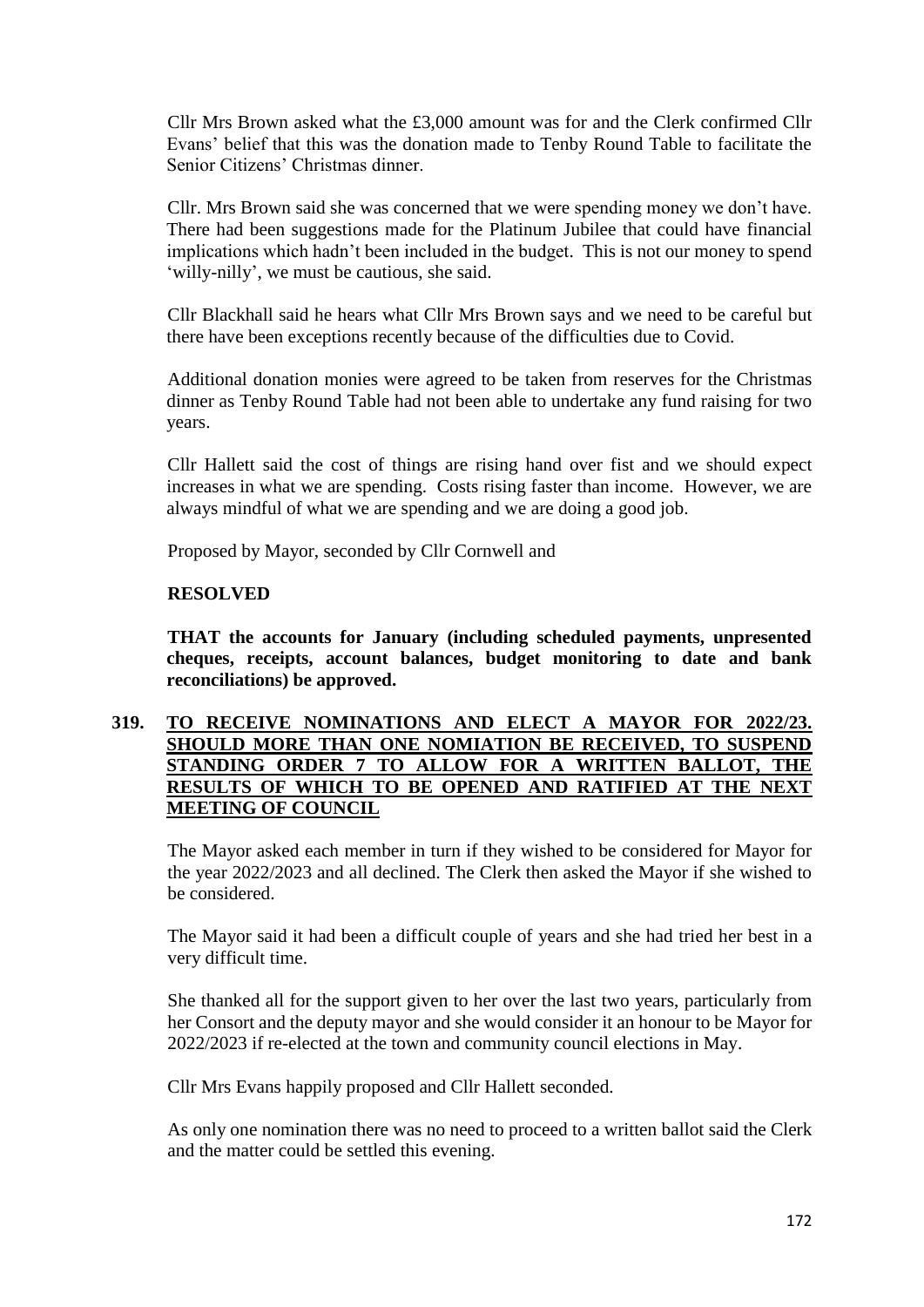Cllr Mrs Brown asked what the £3,000 amount was for and the Clerk confirmed Cllr Evans' belief that this was the donation made to Tenby Round Table to facilitate the Senior Citizens' Christmas dinner.

Cllr. Mrs Brown said she was concerned that we were spending money we don't have. There had been suggestions made for the Platinum Jubilee that could have financial implications which hadn't been included in the budget. This is not our money to spend 'willy-nilly', we must be cautious, she said.

Cllr Blackhall said he hears what Cllr Mrs Brown says and we need to be careful but there have been exceptions recently because of the difficulties due to Covid.

Additional donation monies were agreed to be taken from reserves for the Christmas dinner as Tenby Round Table had not been able to undertake any fund raising for two years.

Cllr Hallett said the cost of things are rising hand over fist and we should expect increases in what we are spending. Costs rising faster than income. However, we are always mindful of what we are spending and we are doing a good job.

Proposed by Mayor, seconded by Cllr Cornwell and

**RESOLVED**

**THAT the accounts for January (including scheduled payments, unpresented cheques, receipts, account balances, budget monitoring to date and bank reconciliations) be approved.**

## 319. TO RECEIVE NOMINATIONS AND ELECT A MAYOR FOR 2022/23. SHOULD MORE THAN ONE NOMIATION BE RECEIVED, TO SUSPEND STANDING ORDER 7 TO ALLOW FOR A WRITTEN BALLOT, THE RESULTS OF WHICH TO BE OPENED AND RATIFIED AT THE NEXT MEETING OF COUNCIL

The Mayor asked each member in turn if they wished to be considered for Mayor for the year 2022/2023 and all declined. The Clerk then asked the Mayor if she wished to be considered.

The Mayor said it had been a difficult couple of years and she had tried her best in a very difficult time.

She thanked all for the support given to her over the last two years, particularly from her Consort and the deputy mayor and she would consider it an honour to be Mayor for 2022/2023 if re-elected at the town and community council elections in May.

Cllr Mrs Evans happily proposed and Cllr Hallett seconded.

As only one nomination there was no need to proceed to a written ballot said the Clerk and the matter could be settled this evening.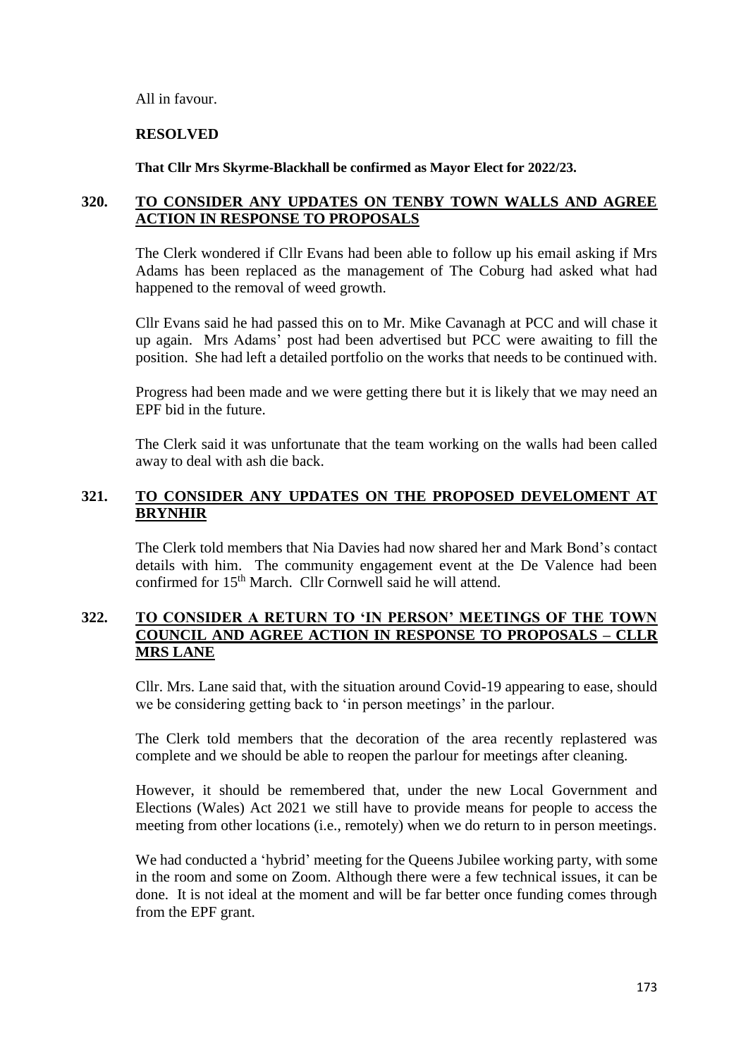All in favour.

**RESOLVED**

**That Cllr Mrs Skyrme-Blackhall be confirmed as Mayor Elect for 2022/23.**

## **320. TO CONSIDER ANY UPDATES ON TENBY TOWN WALLS AND AGREE ACTION IN RESPONSE TO PROPOSALS**

The Clerk wondered if Cllr Evans had been able to follow up his email asking if Mrs Adams has been replaced as the management of The Coburg had asked what had happened to the removal of weed growth.

Cllr Evans said he had passed this on to Mr. Mike Cavanagh at PCC and will chase it up again. Mrs Adams' post had been advertised but PCC were awaiting to fill the position. She had left a detailed portfolio on the works that needs to be continued with.

Progress had been made and we were getting there but it is likely that we may need an EPF bid in the future.

The Clerk said it was unfortunate that the team working on the walls had been called away to deal with ash die back.

## **321. TO CONSIDER ANY UPDATES ON THE PROPOSED DEVELOMENT AT BRYNHIR**

The Clerk told members that Nia Davies had now shared her and Mark Bond's contact details with him. The community engagement event at the De Valence had been confirmed for 15th March. Cllr Cornwell said he will attend.

## **322. TO CONSIDER A RETURN TO 'IN PERSON' MEETINGS OF THE TOWN COUNCIL AND AGREE ACTION IN RESPONSE TO PROPOSALS – CLLR MRS LANE**

Cllr. Mrs. Lane said that, with the situation around Covid-19 appearing to ease, should we be considering getting back to 'in person meetings' in the parlour.

The Clerk told members that the decoration of the area recently replastered was complete and we should be able to reopen the parlour for meetings after cleaning.

However, it should be remembered that, under the new Local Government and Elections (Wales) Act 2021 we still have to provide means for people to access the meeting from other locations (i.e., remotely) when we do return to in person meetings.

We had conducted a 'hybrid' meeting for the Queens Jubilee working party, with some in the room and some on Zoom. Although there were a few technical issues, it can be done. It is not ideal at the moment and will be far better once funding comes through from the EPF grant.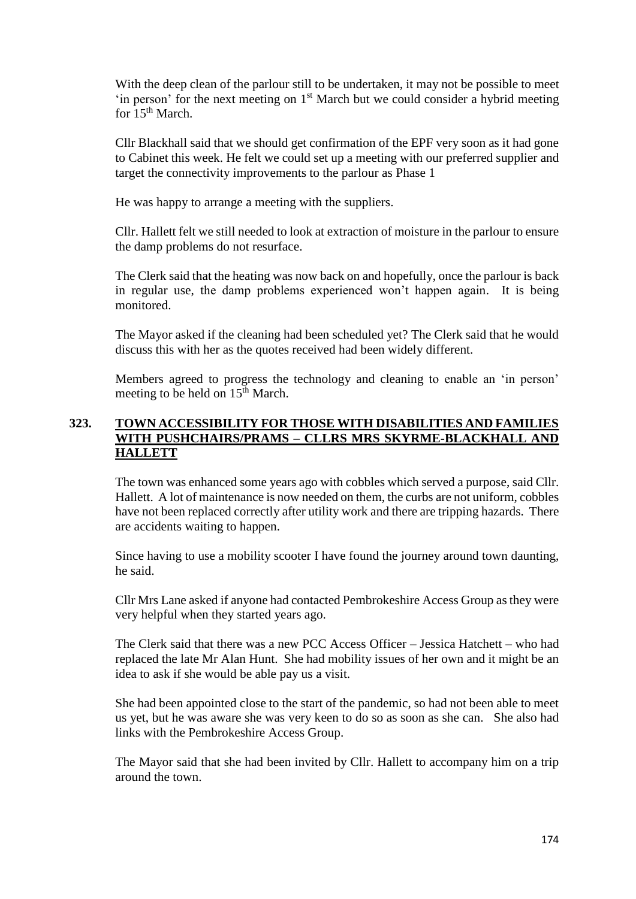With the deep clean of the parlour still to be undertaken, it may not be possible to meet 'in person' for the next meeting on 1st March but we could consider a hybrid meeting for 15th March.

Cllr Blackhall said that we should get confirmation of the EPF very soon as it had gone to Cabinet this week. He felt we could set up a meeting with our preferred supplier and target the connectivity improvements to the parlour as Phase 1

He was happy to arrange a meeting with the suppliers.

Cllr. Hallett felt we still needed to look at extraction of moisture in the parlour to ensure the damp problems do not resurface.

The Clerk said that the heating was now back on and hopefully, once the parlour is back in regular use, the damp problems experienced won't happen again. It is being monitored.

The Mayor asked if the cleaning had been scheduled yet? The Clerk said that he would discuss this with her as the quotes received had been widely different.

Members agreed to progress the technology and cleaning to enable an 'in person' meeting to be held on 15th March.

## 323. TOWN ACCESSIBILITY FOR THOSE WITH DISABILITIES AND FAMILIES WITH PUSHCHAIRS/PRAMS – CLLRS MRS SKYRME-BLACKHALL AND HALLETT

The town was enhanced some years ago with cobbles which served a purpose, said Cllr. Hallett. A lot of maintenance is now needed on them, the curbs are not uniform, cobbles have not been replaced correctly after utility work and there are tripping hazards. There are accidents waiting to happen.

Since having to use a mobility scooter I have found the journey around town daunting, he said.

Cllr Mrs Lane asked if anyone had contacted Pembrokeshire Access Group as they were very helpful when they started years ago.

The Clerk said that there was a new PCC Access Officer – Jessica Hatchett – who had replaced the late Mr Alan Hunt. She had mobility issues of her own and it might be an idea to ask if she would be able pay us a visit.

She had been appointed close to the start of the pandemic, so had not been able to meet us yet, but he was aware she was very keen to do so as soon as she can. She also had links with the Pembrokeshire Access Group.

The Mayor said that she had been invited by Cllr. Hallett to accompany him on a trip around the town.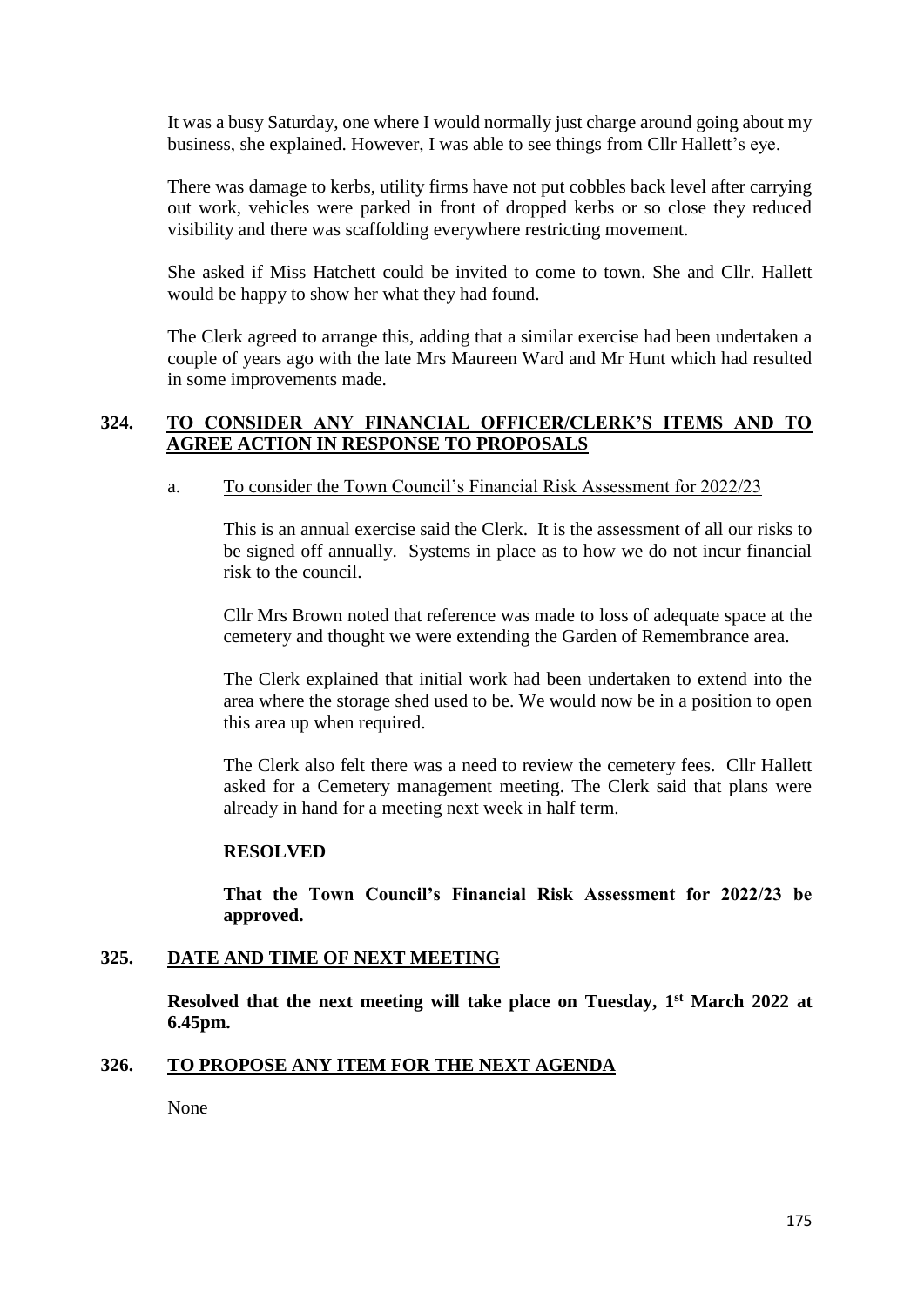It was a busy Saturday, one where I would normally just charge around going about my business, she explained. However, I was able to see things from Cllr Hallett's eye.

There was damage to kerbs, utility firms have not put cobbles back level after carrying out work, vehicles were parked in front of dropped kerbs or so close they reduced visibility and there was scaffolding everywhere restricting movement.

She asked if Miss Hatchett could be invited to come to town. She and Cllr. Hallett would be happy to show her what they had found.

The Clerk agreed to arrange this, adding that a similar exercise had been undertaken a couple of years ago with the late Mrs Maureen Ward and Mr Hunt which had resulted in some improvements made.

## 324. TO CONSIDER ANY FINANCIAL OFFICER/CLERK'S ITEMS AND TO AGREE ACTION IN RESPONSE TO PROPOSALS

a. To consider the Town Council's Financial Risk Assessment for 2022/23

This is an annual exercise said the Clerk. It is the assessment of all our risks to be signed off annually. Systems in place as to how we do not incur financial risk to the council.

Cllr Mrs Brown noted that reference was made to loss of adequate space at the cemetery and thought we were extending the Garden of Remembrance area.

The Clerk explained that initial work had been undertaken to extend into the area where the storage shed used to be. We would now be in a position to open this area up when required.

The Clerk also felt there was a need to review the cemetery fees. Cllr Hallett asked for a Cemetery management meeting. The Clerk said that plans were already in hand for a meeting next week in half term.

**RESOLVED**

**That the Town Council's Financial Risk Assessment for 2022/23 be approved.**

## 325. DATE AND TIME OF NEXT MEETING

**Resolved that the next meeting will take place on Tuesday, 1st March 2022 at 6.45pm.**

## 326. TO PROPOSE ANY ITEM FOR THE NEXT AGENDA

None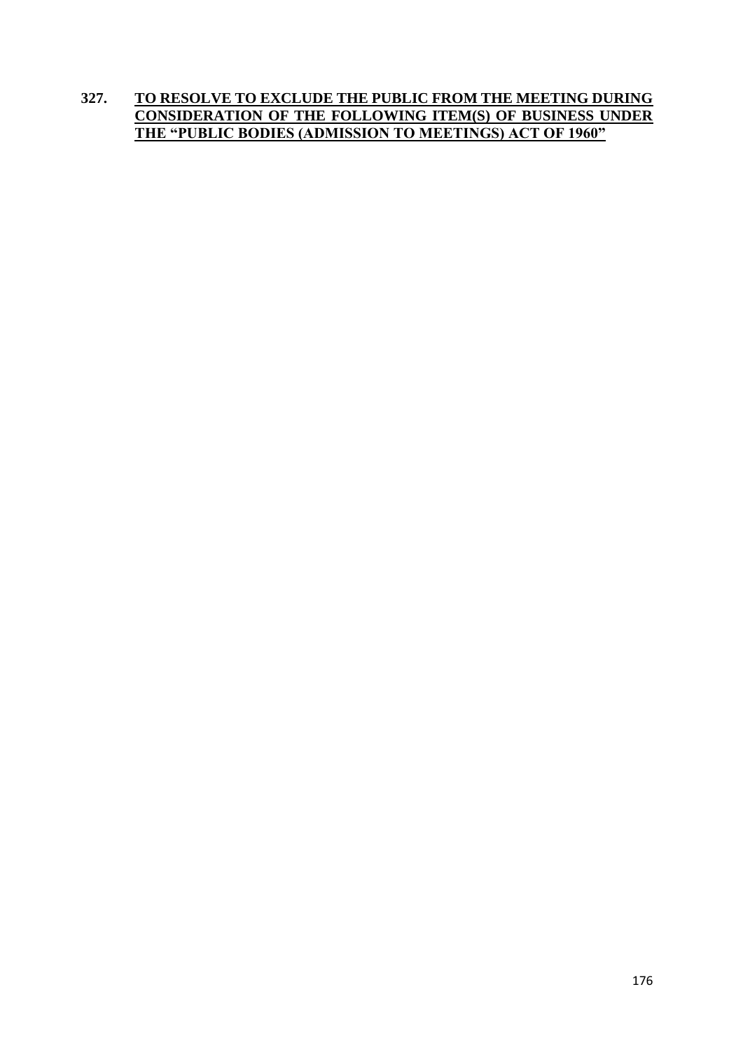**327. TO RESOLVE TO EXCLUDE THE PUBLIC FROM THE MEETING DURING CONSIDERATION OF THE FOLLOWING ITEM(S) OF BUSINESS UNDER THE "PUBLIC BODIES (ADMISSION TO MEETINGS) ACT OF 1960"**